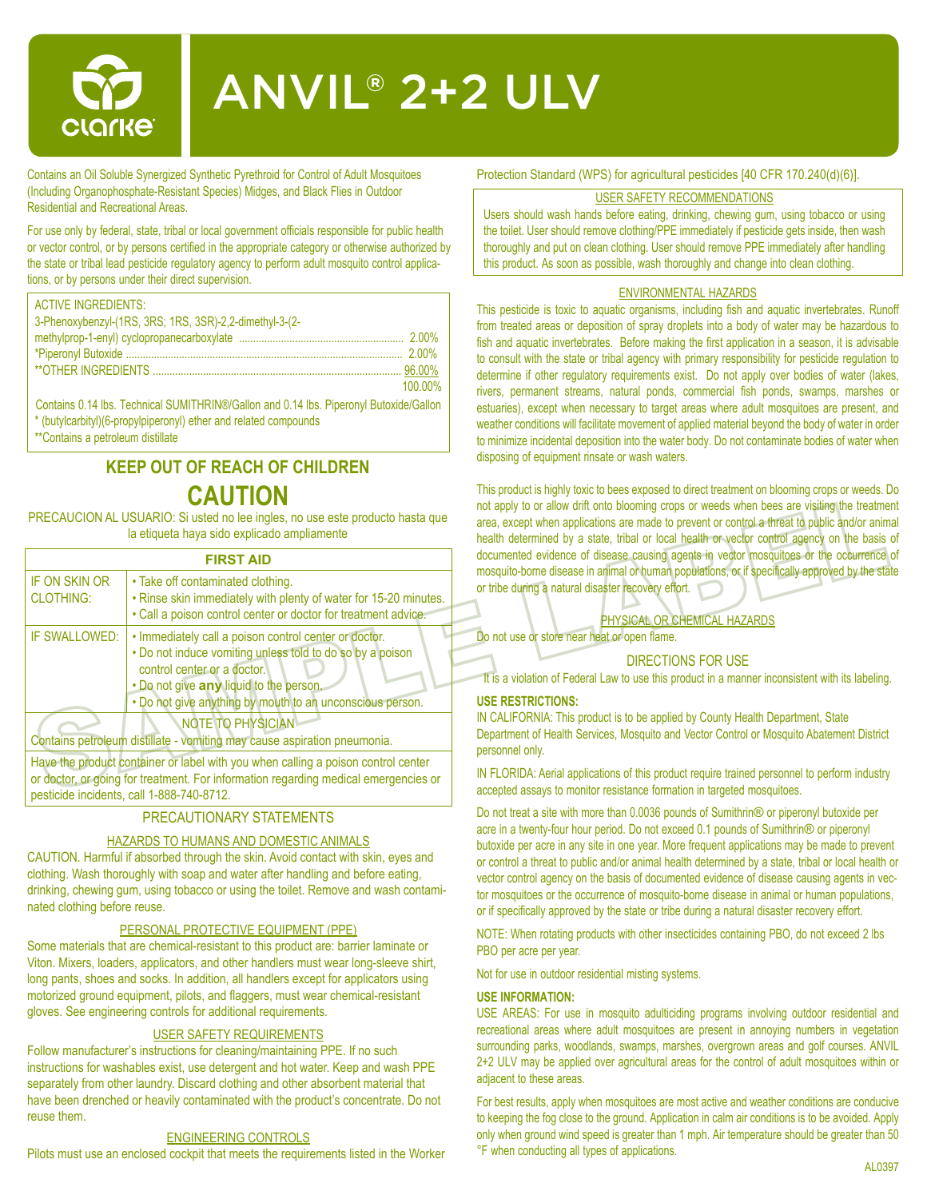# ANVIL® 2+2 ULV

Contains an Oil Soluble Synergized Synthetic Pyrethroid for Control of Adult Mosquitoes (Including Organophosphate-Resistant Species) Midges, and Black Flies in Outdoor Residential and Recreational Areas.

For use only by federal, state, tribal or local government officials responsible for public health or vector control, or by persons certified in the appropriate category or otherwise authorized by the state or tribal lead pesticide regulatory agency to perform adult mosquito control applications, or by persons under their direct supervision.

| ACTIVE INGREDIENTS: | |
|---|---|
| 3-Phenoxybenzyl-(1RS, 3RS; 1RS, 3SR)-2,2-dimethyl-3-(2-methylprop-1-enyl) cyclopropanecarboxylate | 2.00% |
| *Piperonyl Butoxide | 2.00% |
| **OTHER INGREDIENTS | 96.00% |
| | 100.00% |

Contains 0.14 lbs. Technical SUMITHRIN®/Gallon and 0.14 lbs. Piperonyl Butoxide/Gallon
* (butylcarbityl)(6-propylpiperonyl) ether and related compounds
**Contains a petroleum distillate

## KEEP OUT OF REACH OF CHILDREN

## CAUTION

PRECAUCION AL USUARIO: Si usted no lee ingles, no use este producto hasta que la etiqueta haya sido explicado ampliamente

| FIRST AID | |
|---|---|
| IF ON SKIN OR CLOTHING: | • Take off contaminated clothing.<br>• Rinse skin immediately with plenty of water for 15-20 minutes.<br>• Call a poison control center or doctor for treatment advice. |
| IF SWALLOWED: | • Immediately call a poison control center or doctor.<br>• Do not induce vomiting unless told to do so by a poison control center or a doctor.<br>• Do not give **any** liquid to the person.<br>• Do not give anything by mouth to an unconscious person. |
| NOTE TO PHYSICIAN<br>Contains petroleum distillate - vomiting may cause aspiration pneumonia. | |
| Have the product container or label with you when calling a poison control center or doctor, or going for treatment. For information regarding medical emergencies or pesticide incidents, call 1-888-740-8712. | |

## PRECAUTIONARY STATEMENTS

### HAZARDS TO HUMANS AND DOMESTIC ANIMALS

CAUTION. Harmful if absorbed through the skin. Avoid contact with skin, eyes and clothing. Wash thoroughly with soap and water after handling and before eating, drinking, chewing gum, using tobacco or using the toilet. Remove and wash contaminated clothing before reuse.

### PERSONAL PROTECTIVE EQUIPMENT (PPE)

Some materials that are chemical-resistant to this product are: barrier laminate or Viton. Mixers, loaders, applicators, and other handlers must wear long-sleeve shirt, long pants, shoes and socks. In addition, all handlers except for applicators using motorized ground equipment, pilots, and flaggers, must wear chemical-resistant gloves. See engineering controls for additional requirements.

### USER SAFETY REQUIREMENTS

Follow manufacturer's instructions for cleaning/maintaining PPE. If no such instructions for washables exist, use detergent and hot water. Keep and wash PPE separately from other laundry. Discard clothing and other absorbent material that have been drenched or heavily contaminated with the product's concentrate. Do not reuse them.

### ENGINEERING CONTROLS

Pilots must use an enclosed cockpit that meets the requirements listed in the Worker Protection Standard (WPS) for agricultural pesticides [40 CFR 170.240(d)(6)].

### USER SAFETY RECOMMENDATIONS

Users should wash hands before eating, drinking, chewing gum, using tobacco or using the toilet. User should remove clothing/PPE immediately if pesticide gets inside, then wash thoroughly and put on clean clothing. User should remove PPE immediately after handling this product. As soon as possible, wash thoroughly and change into clean clothing.

### ENVIRONMENTAL HAZARDS

This pesticide is toxic to aquatic organisms, including fish and aquatic invertebrates. Runoff from treated areas or deposition of spray droplets into a body of water may be hazardous to fish and aquatic invertebrates. Before making the first application in a season, it is advisable to consult with the state or tribal agency with primary responsibility for pesticide regulation to determine if other regulatory requirements exist. Do not apply over bodies of water (lakes, rivers, permanent streams, natural ponds, commercial fish ponds, swamps, marshes or estuaries), except when necessary to target areas where adult mosquitoes are present, and weather conditions will facilitate movement of applied material beyond the body of water in order to minimize incidental deposition into the water body. Do not contaminate bodies of water when disposing of equipment rinsate or wash waters.

This product is highly toxic to bees exposed to direct treatment on blooming crops or weeds. Do not apply to or allow drift onto blooming crops or weeds when bees are visiting the treatment area, except when applications are made to prevent or control a threat to public and/or animal health determined by a state, tribal or local health or vector control agency on the basis of documented evidence of disease causing agents in vector mosquitoes or the occurrence of mosquito-borne disease in animal or human populations, or if specifically approved by the state or tribe during a natural disaster recovery effort.

### PHYSICAL OR CHEMICAL HAZARDS

Do not use or store near heat or open flame.

## DIRECTIONS FOR USE

It is a violation of Federal Law to use this product in a manner inconsistent with its labeling.

**USE RESTRICTIONS:**

IN CALIFORNIA: This product is to be applied by County Health Department, State Department of Health Services, Mosquito and Vector Control or Mosquito Abatement District personnel only.

IN FLORIDA: Aerial applications of this product require trained personnel to perform industry accepted assays to monitor resistance formation in targeted mosquitoes.

Do not treat a site with more than 0.0036 pounds of Sumithrin® or piperonyl butoxide per acre in a twenty-four hour period. Do not exceed 0.1 pounds of Sumithrin® or piperonyl butoxide per acre in any site in one year. More frequent applications may be made to prevent or control a threat to public and/or animal health determined by a state, tribal or local health or vector control agency on the basis of documented evidence of disease causing agents in vector mosquitoes or the occurrence of mosquito-borne disease in animal or human populations, or if specifically approved by the state or tribe during a natural disaster recovery effort.

NOTE: When rotating products with other insecticides containing PBO, do not exceed 2 lbs PBO per acre per year.

Not for use in outdoor residential misting systems.

**USE INFORMATION:**

USE AREAS: For use in mosquito adulticiding programs involving outdoor residential and recreational areas where adult mosquitoes are present in annoying numbers in vegetation surrounding parks, woodlands, swamps, marshes, overgrown areas and golf courses. ANVIL 2+2 ULV may be applied over agricultural areas for the control of adult mosquitoes within or adjacent to these areas.

For best results, apply when mosquitoes are most active and weather conditions are conducive to keeping the fog close to the ground. Application in calm air conditions is to be avoided. Apply only when ground wind speed is greater than 1 mph. Air temperature should be greater than 50 °F when conducting all types of applications.

AL0397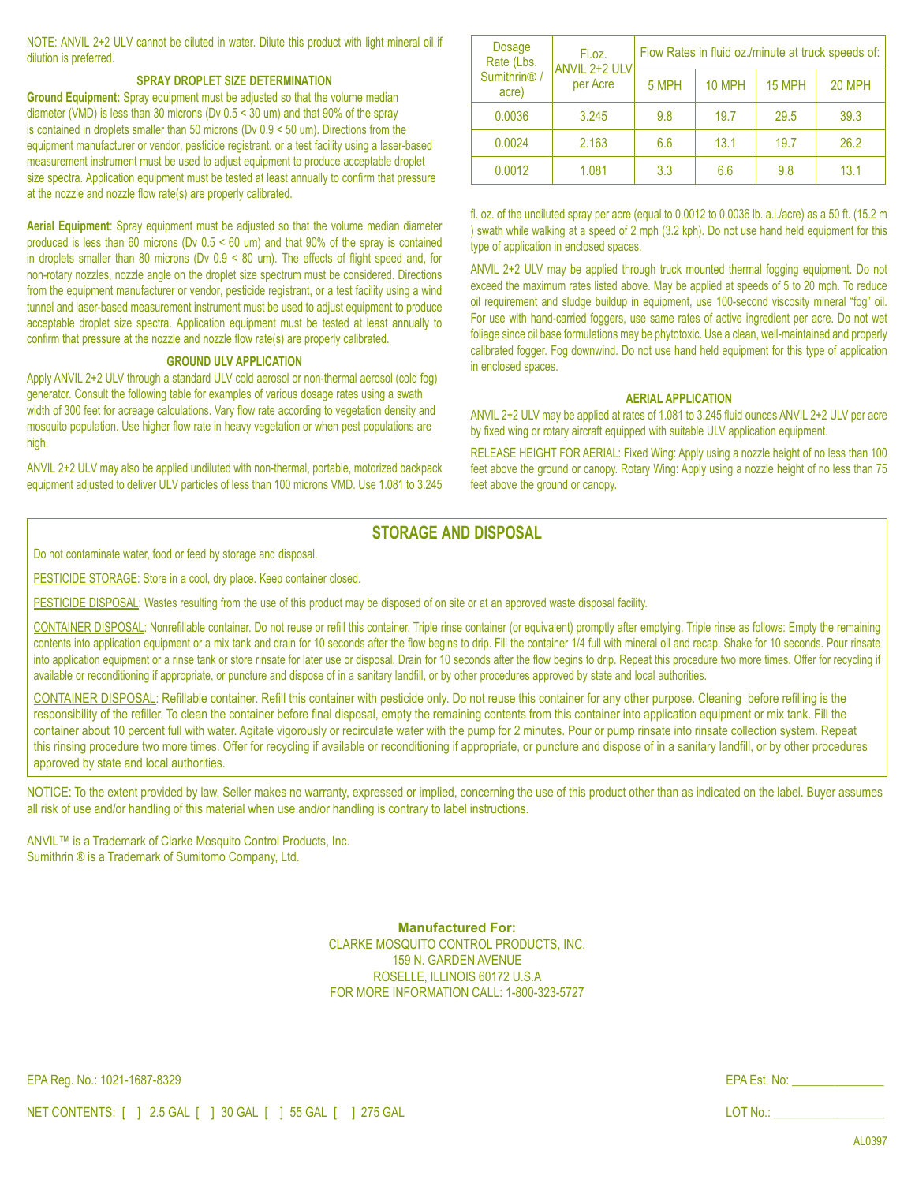NOTE: ANVIL 2+2 ULV cannot be diluted in water. Dilute this product with light mineral oil if dilution is preferred.

### SPRAY DROPLET SIZE DETERMINATION

**Ground Equipment:** Spray equipment must be adjusted so that the volume median diameter (VMD) is less than 30 microns (Dv 0.5 < 30 um) and that 90% of the spray is contained in droplets smaller than 50 microns (Dv 0.9 < 50 um). Directions from the equipment manufacturer or vendor, pesticide registrant, or a test facility using a laser-based measurement instrument must be used to adjust equipment to produce acceptable droplet size spectra. Application equipment must be tested at least annually to confirm that pressure at the nozzle and nozzle flow rate(s) are properly calibrated.

**Aerial Equipment**: Spray equipment must be adjusted so that the volume median diameter produced is less than 60 microns (Dv 0.5 < 60 um) and that 90% of the spray is contained in droplets smaller than 80 microns (Dv 0.9 < 80 um). The effects of flight speed and, for non-rotary nozzles, nozzle angle on the droplet size spectrum must be considered. Directions from the equipment manufacturer or vendor, pesticide registrant, or a test facility using a wind tunnel and laser-based measurement instrument must be used to adjust equipment to produce acceptable droplet size spectra. Application equipment must be tested at least annually to confirm that pressure at the nozzle and nozzle flow rate(s) are properly calibrated.

### GROUND ULV APPLICATION

Apply ANVIL 2+2 ULV through a standard ULV cold aerosol or non-thermal aerosol (cold fog) generator. Consult the following table for examples of various dosage rates using a swath width of 300 feet for acreage calculations. Vary flow rate according to vegetation density and mosquito population. Use higher flow rate in heavy vegetation or when pest populations are high.

ANVIL 2+2 ULV may also be applied undiluted with non-thermal, portable, motorized backpack equipment adjusted to deliver ULV particles of less than 100 microns VMD. Use 1.081 to 3.245 fl. oz. of the undiluted spray per acre (equal to 0.0012 to 0.0036 lb. a.i./acre) as a 50 ft. (15.2 m ) swath while walking at a speed of 2 mph (3.2 kph). Do not use hand held equipment for this type of application in enclosed spaces.

| Dosage Rate (Lbs. Sumithrin® / acre) | Fl.oz. ANVIL 2+2 ULV per Acre | Flow Rates in fluid oz./minute at truck speeds of: | | | |
|---|---|---|---|---|---|
| | | 5 MPH | 10 MPH | 15 MPH | 20 MPH |
| 0.0036 | 3.245 | 9.8 | 19.7 | 29.5 | 39.3 |
| 0.0024 | 2.163 | 6.6 | 13.1 | 19.7 | 26.2 |
| 0.0012 | 1.081 | 3.3 | 6.6 | 9.8 | 13.1 |

ANVIL 2+2 ULV may be applied through truck mounted thermal fogging equipment. Do not exceed the maximum rates listed above. May be applied at speeds of 5 to 20 mph. To reduce oil requirement and sludge buildup in equipment, use 100-second viscosity mineral "fog" oil. For use with hand-carried foggers, use same rates of active ingredient per acre. Do not wet foliage since oil base formulations may be phytotoxic. Use a clean, well-maintained and properly calibrated fogger. Fog downwind. Do not use hand held equipment for this type of application in enclosed spaces.

### AERIAL APPLICATION

ANVIL 2+2 ULV may be applied at rates of 1.081 to 3.245 fluid ounces ANVIL 2+2 ULV per acre by fixed wing or rotary aircraft equipped with suitable ULV application equipment.

RELEASE HEIGHT FOR AERIAL: Fixed Wing: Apply using a nozzle height of no less than 100 feet above the ground or canopy. Rotary Wing: Apply using a nozzle height of no less than 75 feet above the ground or canopy.

## STORAGE AND DISPOSAL

Do not contaminate water, food or feed by storage and disposal.

PESTICIDE STORAGE: Store in a cool, dry place. Keep container closed.

PESTICIDE DISPOSAL: Wastes resulting from the use of this product may be disposed of on site or at an approved waste disposal facility.

CONTAINER DISPOSAL: Nonrefillable container. Do not reuse or refill this container. Triple rinse container (or equivalent) promptly after emptying. Triple rinse as follows: Empty the remaining contents into application equipment or a mix tank and drain for 10 seconds after the flow begins to drip. Fill the container 1/4 full with mineral oil and recap. Shake for 10 seconds. Pour rinsate into application equipment or a rinse tank or store rinsate for later use or disposal. Drain for 10 seconds after the flow begins to drip. Repeat this procedure two more times. Offer for recycling if available or reconditioning if appropriate, or puncture and dispose of in a sanitary landfill, or by other procedures approved by state and local authorities.

CONTAINER DISPOSAL: Refillable container. Refill this container with pesticide only. Do not reuse this container for any other purpose. Cleaning before refilling is the responsibility of the refiller. To clean the container before final disposal, empty the remaining contents from this container into application equipment or mix tank. Fill the container about 10 percent full with water. Agitate vigorously or recirculate water with the pump for 2 minutes. Pour or pump rinsate into rinsate collection system. Repeat this rinsing procedure two more times. Offer for recycling if available or reconditioning if appropriate, or puncture and dispose of in a sanitary landfill, or by other procedures approved by state and local authorities.

NOTICE: To the extent provided by law, Seller makes no warranty, expressed or implied, concerning the use of this product other than as indicated on the label. Buyer assumes all risk of use and/or handling of this material when use and/or handling is contrary to label instructions.

ANVIL™ is a Trademark of Clarke Mosquito Control Products, Inc.
Sumithrin ® is a Trademark of Sumitomo Company, Ltd.

**Manufactured For:**
CLARKE MOSQUITO CONTROL PRODUCTS, INC.
159 N. GARDEN AVENUE
ROSELLE, ILLINOIS 60172 U.S.A
FOR MORE INFORMATION CALL: 1-800-323-5727

EPA Reg. No.: 1021-1687-8329

EPA Est. No: ______________

NET CONTENTS: [ ] 2.5 GAL [ ] 30 GAL [ ] 55 GAL [ ] 275 GAL

LOT No.: _________________

AL0397